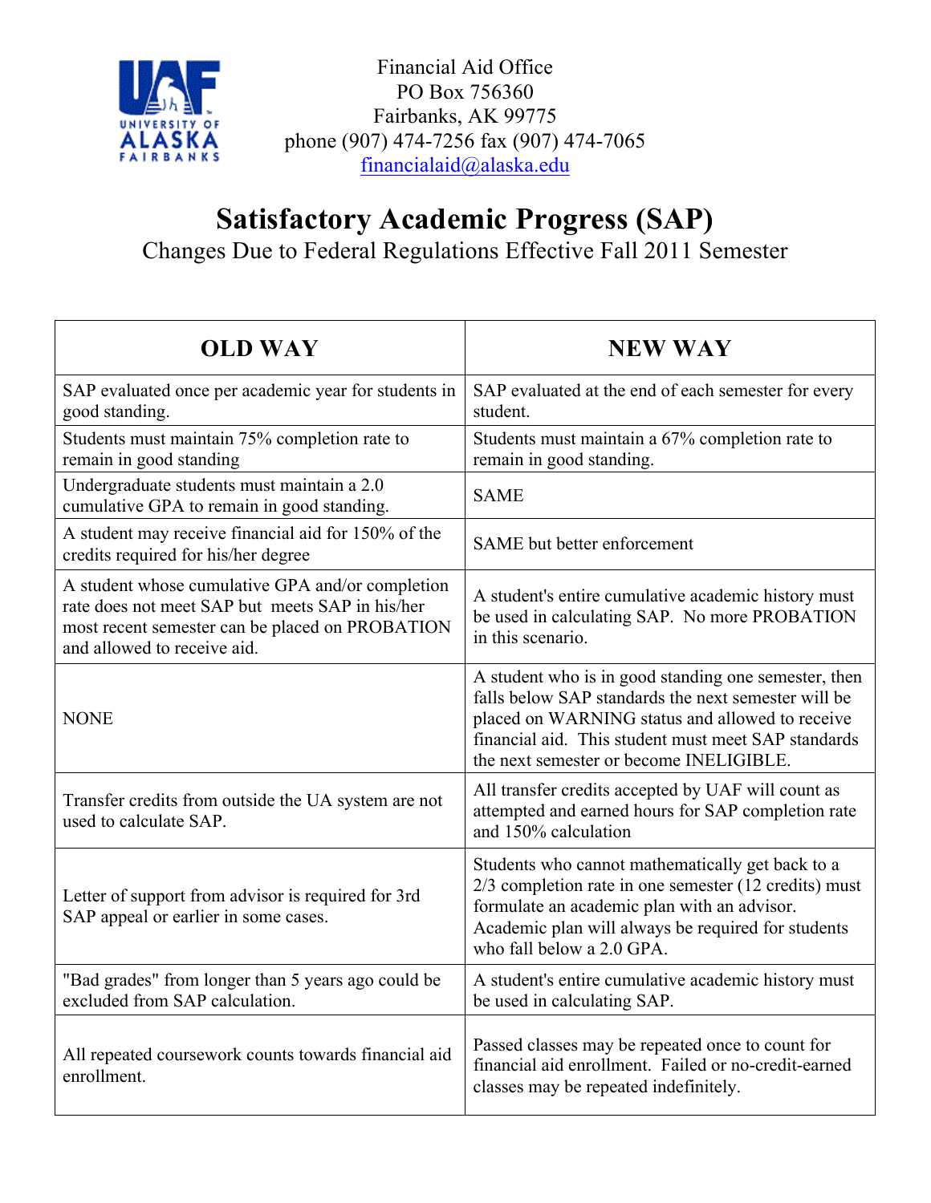Financial Aid Office
PO Box 756360
Fairbanks, AK 99775
phone (907) 474-7256 fax (907) 474-7065
financialaid@alaska.edu

# Satisfactory Academic Progress (SAP)

## Changes Due to Federal Regulations Effective Fall 2011 Semester

| OLD WAY | NEW WAY |
|---|---|
| SAP evaluated once per academic year for students in good standing. | SAP evaluated at the end of each semester for every student. |
| Students must maintain 75% completion rate to remain in good standing | Students must maintain a 67% completion rate to remain in good standing. |
| Undergraduate students must maintain a 2.0 cumulative GPA to remain in good standing. | SAME |
| A student may receive financial aid for 150% of the credits required for his/her degree | SAME but better enforcement |
| A student whose cumulative GPA and/or completion rate does not meet SAP but meets SAP in his/her most recent semester can be placed on PROBATION and allowed to receive aid. | A student's entire cumulative academic history must be used in calculating SAP. No more PROBATION in this scenario. |
| NONE | A student who is in good standing one semester, then falls below SAP standards the next semester will be placed on WARNING status and allowed to receive financial aid. This student must meet SAP standards the next semester or become INELIGIBLE. |
| Transfer credits from outside the UA system are not used to calculate SAP. | All transfer credits accepted by UAF will count as attempted and earned hours for SAP completion rate and 150% calculation |
| Letter of support from advisor is required for 3rd SAP appeal or earlier in some cases. | Students who cannot mathematically get back to a 2/3 completion rate in one semester (12 credits) must formulate an academic plan with an advisor. Academic plan will always be required for students who fall below a 2.0 GPA. |
| "Bad grades" from longer than 5 years ago could be excluded from SAP calculation. | A student's entire cumulative academic history must be used in calculating SAP. |
| All repeated coursework counts towards financial aid enrollment. | Passed classes may be repeated once to count for financial aid enrollment. Failed or no-credit-earned classes may be repeated indefinitely. |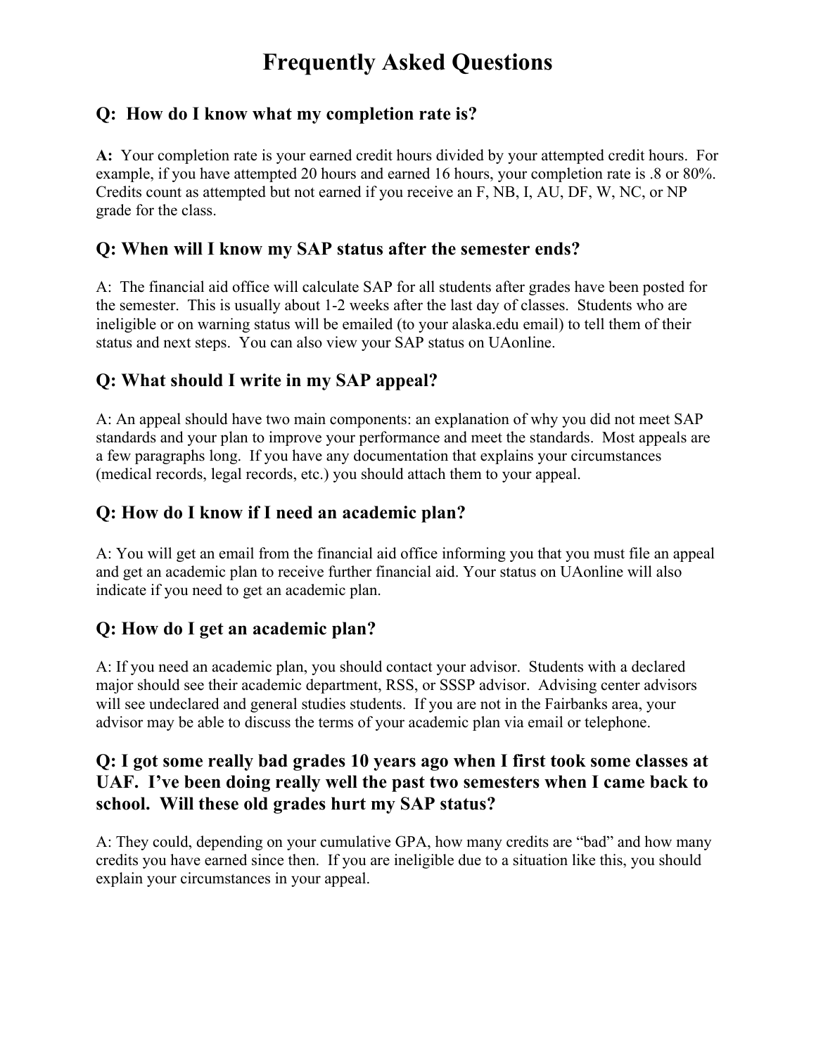# Frequently Asked Questions

### Q: How do I know what my completion rate is?

**A:** Your completion rate is your earned credit hours divided by your attempted credit hours. For example, if you have attempted 20 hours and earned 16 hours, your completion rate is .8 or 80%. Credits count as attempted but not earned if you receive an F, NB, I, AU, DF, W, NC, or NP grade for the class.

### Q: When will I know my SAP status after the semester ends?

A: The financial aid office will calculate SAP for all students after grades have been posted for the semester. This is usually about 1-2 weeks after the last day of classes. Students who are ineligible or on warning status will be emailed (to your alaska.edu email) to tell them of their status and next steps. You can also view your SAP status on UAonline.

### Q: What should I write in my SAP appeal?

A: An appeal should have two main components: an explanation of why you did not meet SAP standards and your plan to improve your performance and meet the standards. Most appeals are a few paragraphs long. If you have any documentation that explains your circumstances (medical records, legal records, etc.) you should attach them to your appeal.

### Q: How do I know if I need an academic plan?

A: You will get an email from the financial aid office informing you that you must file an appeal and get an academic plan to receive further financial aid. Your status on UAonline will also indicate if you need to get an academic plan.

### Q: How do I get an academic plan?

A: If you need an academic plan, you should contact your advisor. Students with a declared major should see their academic department, RSS, or SSSP advisor. Advising center advisors will see undeclared and general studies students. If you are not in the Fairbanks area, your advisor may be able to discuss the terms of your academic plan via email or telephone.

### Q: I got some really bad grades 10 years ago when I first took some classes at UAF. I've been doing really well the past two semesters when I came back to school. Will these old grades hurt my SAP status?

A: They could, depending on your cumulative GPA, how many credits are "bad" and how many credits you have earned since then. If you are ineligible due to a situation like this, you should explain your circumstances in your appeal.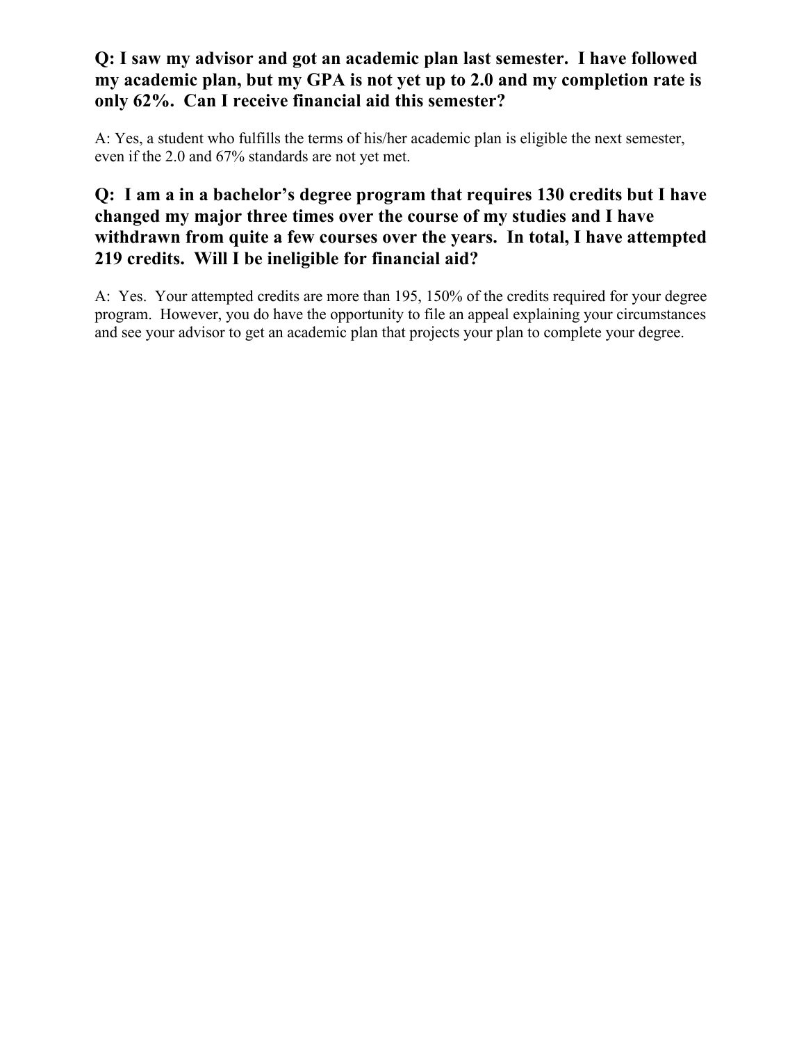**Q: I saw my advisor and got an academic plan last semester. I have followed my academic plan, but my GPA is not yet up to 2.0 and my completion rate is only 62%. Can I receive financial aid this semester?**

A: Yes, a student who fulfills the terms of his/her academic plan is eligible the next semester, even if the 2.0 and 67% standards are not yet met.

**Q: I am a in a bachelor's degree program that requires 130 credits but I have changed my major three times over the course of my studies and I have withdrawn from quite a few courses over the years. In total, I have attempted 219 credits. Will I be ineligible for financial aid?**

A: Yes. Your attempted credits are more than 195, 150% of the credits required for your degree program. However, you do have the opportunity to file an appeal explaining your circumstances and see your advisor to get an academic plan that projects your plan to complete your degree.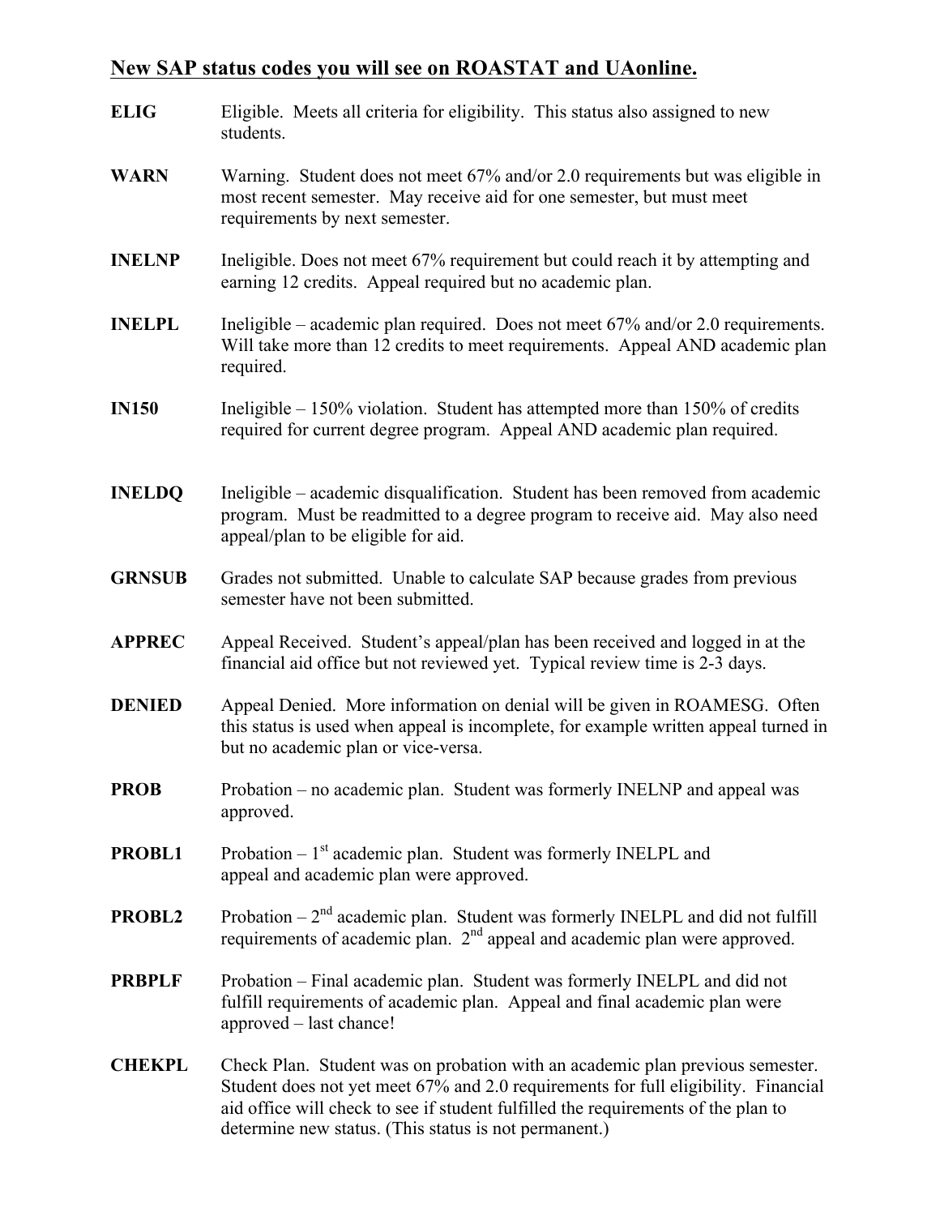## New SAP status codes you will see on ROASTAT and UAonline.

**ELIG** Eligible. Meets all criteria for eligibility. This status also assigned to new students.

**WARN** Warning. Student does not meet 67% and/or 2.0 requirements but was eligible in most recent semester. May receive aid for one semester, but must meet requirements by next semester.

**INELNP** Ineligible. Does not meet 67% requirement but could reach it by attempting and earning 12 credits. Appeal required but no academic plan.

**INELPL** Ineligible – academic plan required. Does not meet 67% and/or 2.0 requirements. Will take more than 12 credits to meet requirements. Appeal AND academic plan required.

**IN150** Ineligible – 150% violation. Student has attempted more than 150% of credits required for current degree program. Appeal AND academic plan required.

**INELDQ** Ineligible – academic disqualification. Student has been removed from academic program. Must be readmitted to a degree program to receive aid. May also need appeal/plan to be eligible for aid.

**GRNSUB** Grades not submitted. Unable to calculate SAP because grades from previous semester have not been submitted.

**APPREC** Appeal Received. Student's appeal/plan has been received and logged in at the financial aid office but not reviewed yet. Typical review time is 2-3 days.

**DENIED** Appeal Denied. More information on denial will be given in ROAMESG. Often this status is used when appeal is incomplete, for example written appeal turned in but no academic plan or vice-versa.

**PROB** Probation – no academic plan. Student was formerly INELNP and appeal was approved.

**PROBL1** Probation – 1st academic plan. Student was formerly INELPL and appeal and academic plan were approved.

**PROBL2** Probation – 2nd academic plan. Student was formerly INELPL and did not fulfill requirements of academic plan. 2nd appeal and academic plan were approved.

**PRBPLF** Probation – Final academic plan. Student was formerly INELPL and did not fulfill requirements of academic plan. Appeal and final academic plan were approved – last chance!

**CHEKPL** Check Plan. Student was on probation with an academic plan previous semester. Student does not yet meet 67% and 2.0 requirements for full eligibility. Financial aid office will check to see if student fulfilled the requirements of the plan to determine new status. (This status is not permanent.)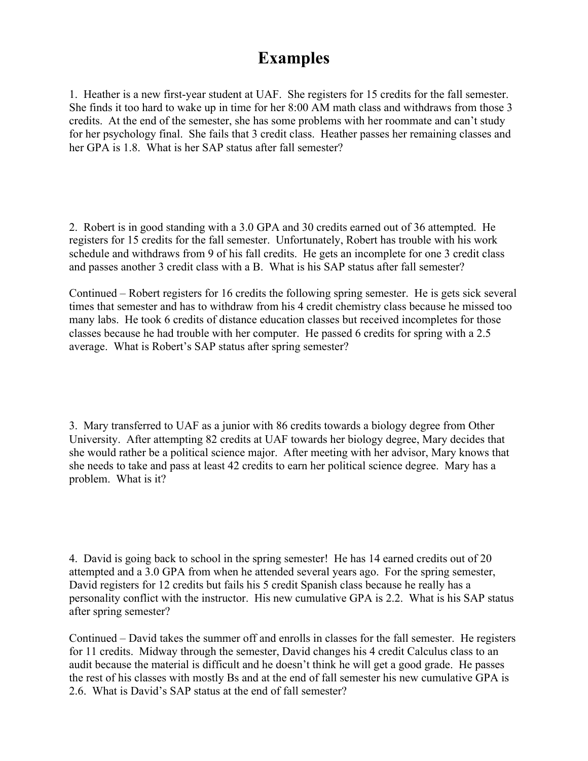# Examples

1. Heather is a new first-year student at UAF. She registers for 15 credits for the fall semester. She finds it too hard to wake up in time for her 8:00 AM math class and withdraws from those 3 credits. At the end of the semester, she has some problems with her roommate and can't study for her psychology final. She fails that 3 credit class. Heather passes her remaining classes and her GPA is 1.8. What is her SAP status after fall semester?

2. Robert is in good standing with a 3.0 GPA and 30 credits earned out of 36 attempted. He registers for 15 credits for the fall semester. Unfortunately, Robert has trouble with his work schedule and withdraws from 9 of his fall credits. He gets an incomplete for one 3 credit class and passes another 3 credit class with a B. What is his SAP status after fall semester?

Continued – Robert registers for 16 credits the following spring semester. He is gets sick several times that semester and has to withdraw from his 4 credit chemistry class because he missed too many labs. He took 6 credits of distance education classes but received incompletes for those classes because he had trouble with her computer. He passed 6 credits for spring with a 2.5 average. What is Robert's SAP status after spring semester?

3. Mary transferred to UAF as a junior with 86 credits towards a biology degree from Other University. After attempting 82 credits at UAF towards her biology degree, Mary decides that she would rather be a political science major. After meeting with her advisor, Mary knows that she needs to take and pass at least 42 credits to earn her political science degree. Mary has a problem. What is it?

4. David is going back to school in the spring semester! He has 14 earned credits out of 20 attempted and a 3.0 GPA from when he attended several years ago. For the spring semester, David registers for 12 credits but fails his 5 credit Spanish class because he really has a personality conflict with the instructor. His new cumulative GPA is 2.2. What is his SAP status after spring semester?

Continued – David takes the summer off and enrolls in classes for the fall semester. He registers for 11 credits. Midway through the semester, David changes his 4 credit Calculus class to an audit because the material is difficult and he doesn't think he will get a good grade. He passes the rest of his classes with mostly Bs and at the end of fall semester his new cumulative GPA is 2.6. What is David's SAP status at the end of fall semester?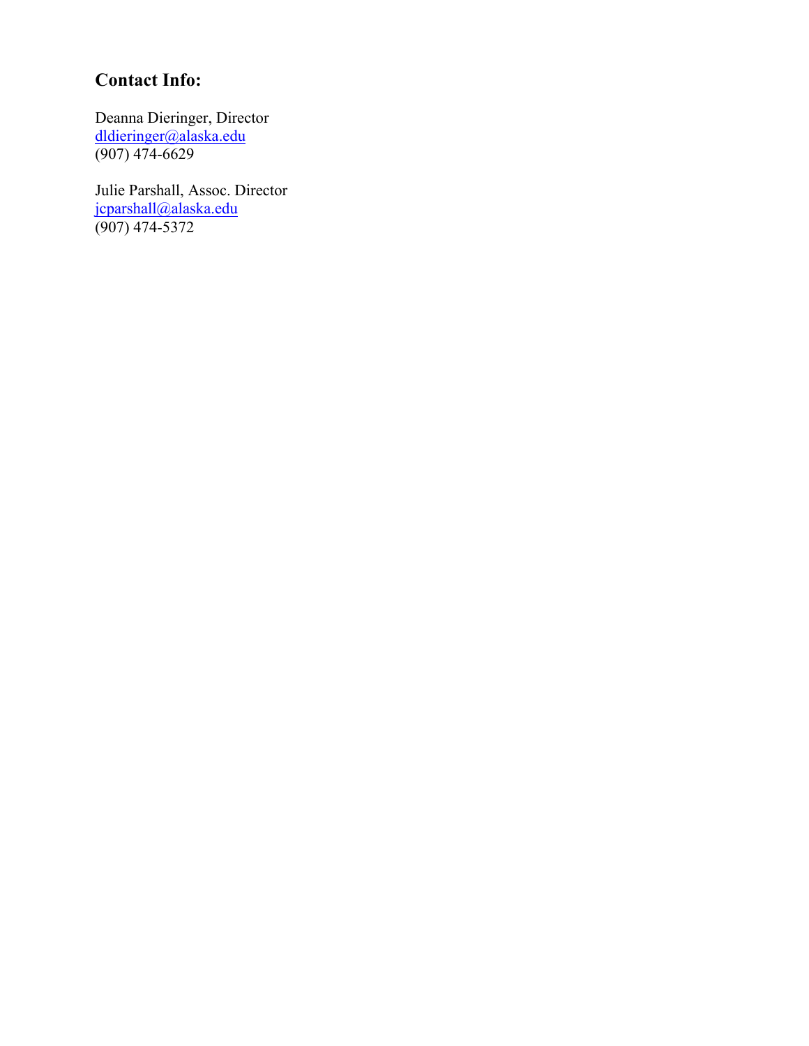## Contact Info:

Deanna Dieringer, Director  
dldieringer@alaska.edu  
(907) 474-6629

Julie Parshall, Assoc. Director  
jcparshall@alaska.edu  
(907) 474-5372